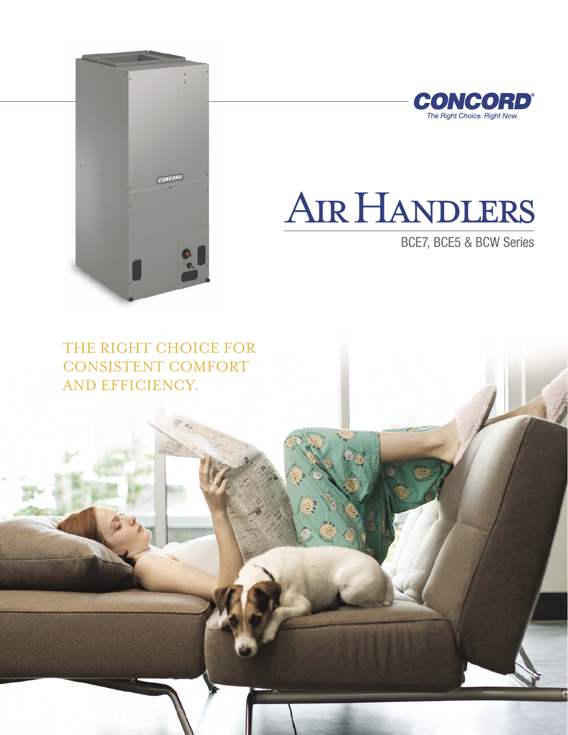**CONCORD®**
*The Right Choice. Right Now.*

# AIR HANDLERS

BCE7, BCE5 & BCW Series

THE RIGHT CHOICE FOR CONSISTENT COMFORT AND EFFICIENCY.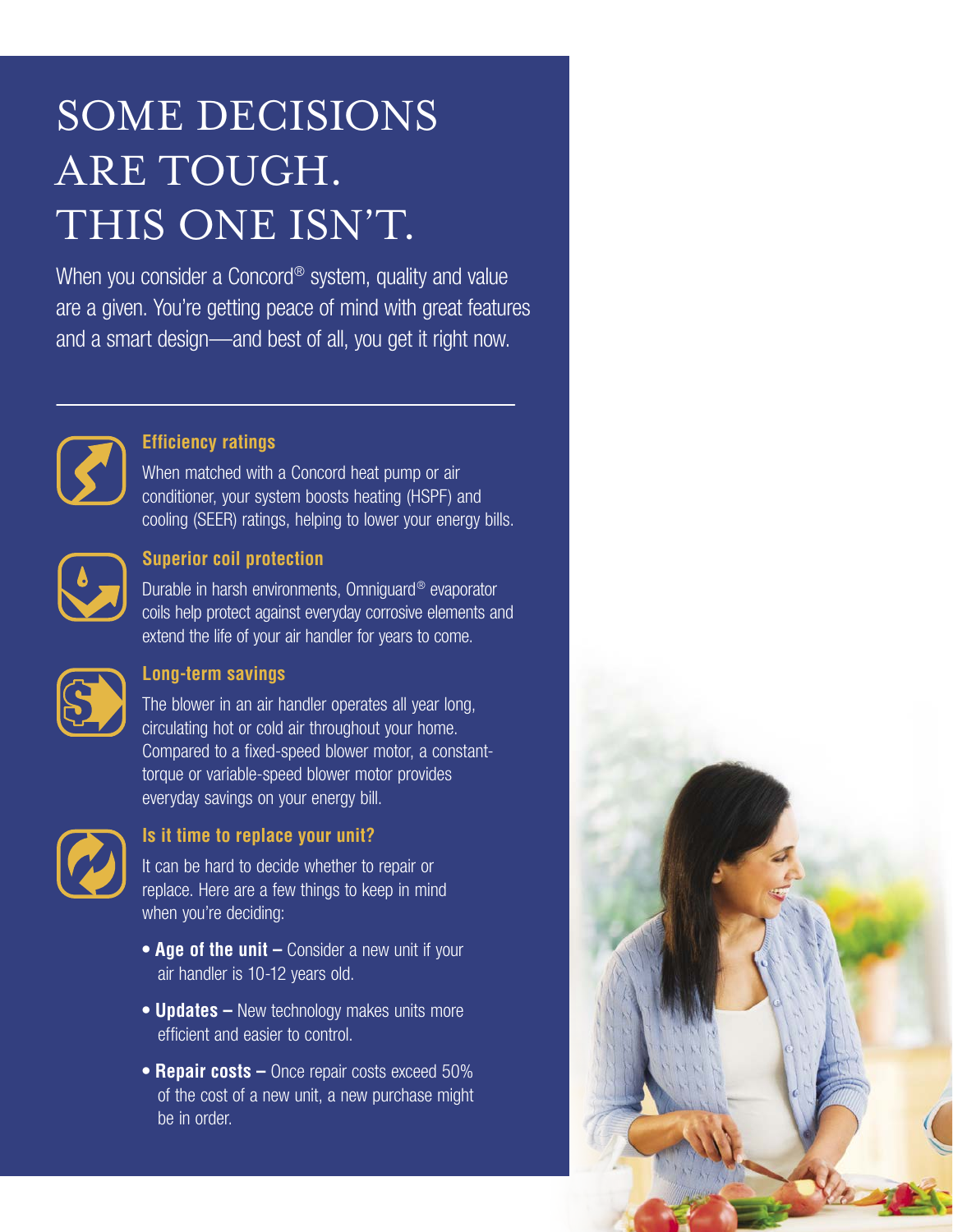# SOME DECISIONS ARE TOUGH. THIS ONE ISN'T.

When you consider a Concord® system, quality and value are a given. You're getting peace of mind with great features and a smart design—and best of all, you get it right now.

---

### Efficiency ratings

When matched with a Concord heat pump or air conditioner, your system boosts heating (HSPF) and cooling (SEER) ratings, helping to lower your energy bills.

### Superior coil protection

Durable in harsh environments, Omniguard® evaporator coils help protect against everyday corrosive elements and extend the life of your air handler for years to come.

### Long-term savings

The blower in an air handler operates all year long, circulating hot or cold air throughout your home. Compared to a fixed-speed blower motor, a constant-torque or variable-speed blower motor provides everyday savings on your energy bill.

### Is it time to replace your unit?

It can be hard to decide whether to repair or replace. Here are a few things to keep in mind when you're deciding:

- **Age of the unit –** Consider a new unit if your air handler is 10-12 years old.
- **Updates –** New technology makes units more efficient and easier to control.
- **Repair costs –** Once repair costs exceed 50% of the cost of a new unit, a new purchase might be in order.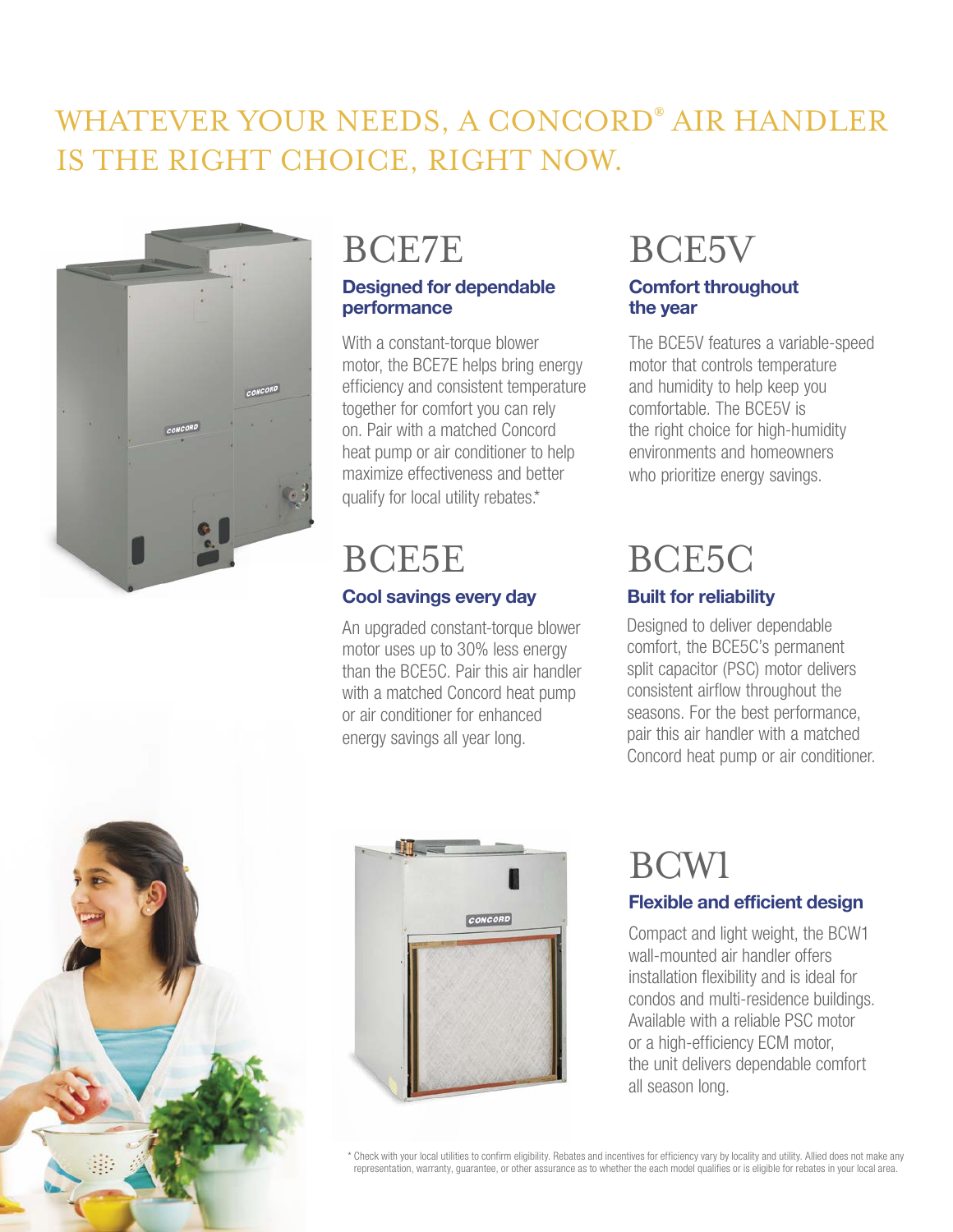# WHATEVER YOUR NEEDS, A CONCORD® AIR HANDLER IS THE RIGHT CHOICE, RIGHT NOW.

## BCE7E

### Designed for dependable performance

With a constant-torque blower motor, the BCE7E helps bring energy efficiency and consistent temperature together for comfort you can rely on. Pair with a matched Concord heat pump or air conditioner to help maximize effectiveness and better qualify for local utility rebates.*

## BCE5V

### Comfort throughout the year

The BCE5V features a variable-speed motor that controls temperature and humidity to help keep you comfortable. The BCE5V is the right choice for high-humidity environments and homeowners who prioritize energy savings.

## BCE5E

### Cool savings every day

An upgraded constant-torque blower motor uses up to 30% less energy than the BCE5C. Pair this air handler with a matched Concord heat pump or air conditioner for enhanced energy savings all year long.

## BCE5C

### Built for reliability

Designed to deliver dependable comfort, the BCE5C's permanent split capacitor (PSC) motor delivers consistent airflow throughout the seasons. For the best performance, pair this air handler with a matched Concord heat pump or air conditioner.

## BCW1

### Flexible and efficient design

Compact and light weight, the BCW1 wall-mounted air handler offers installation flexibility and is ideal for condos and multi-residence buildings. Available with a reliable PSC motor or a high-efficiency ECM motor, the unit delivers dependable comfort all season long.

* Check with your local utilities to confirm eligibility. Rebates and incentives for efficiency vary by locality and utility. Allied does not make any representation, warranty, guarantee, or other assurance as to whether the each model qualifies or is eligible for rebates in your local area.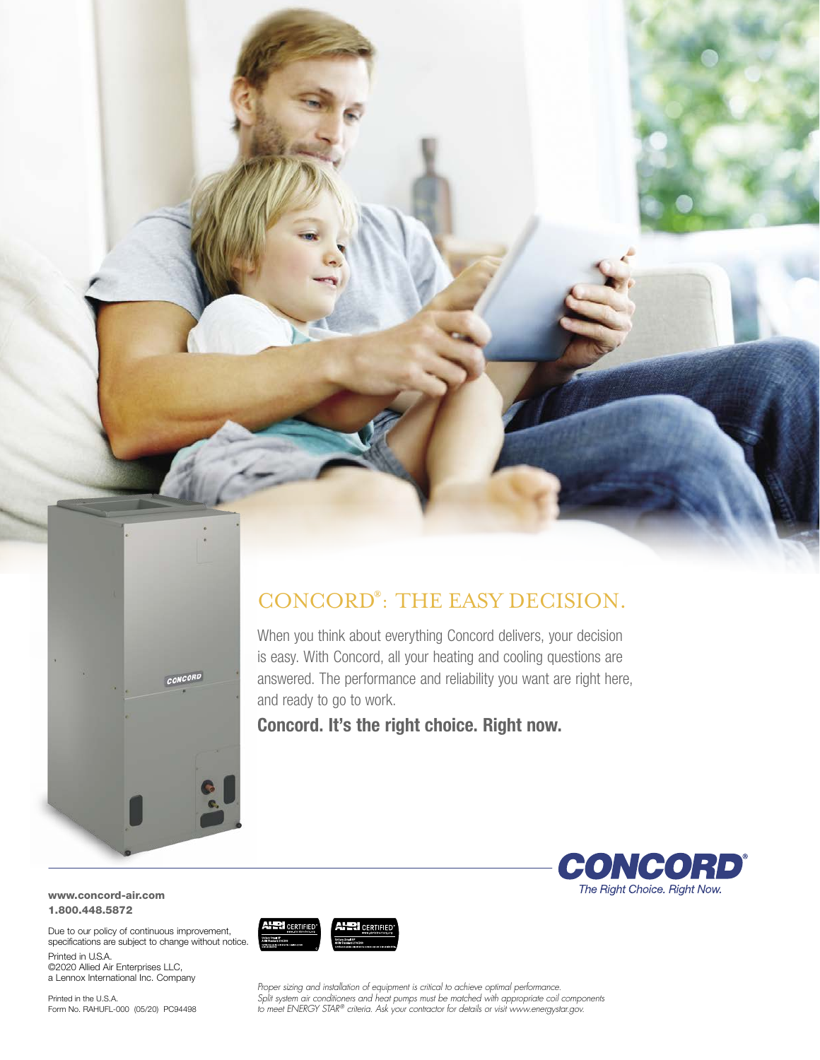## CONCORD®: THE EASY DECISION.

When you think about everything Concord delivers, your decision is easy. With Concord, all your heating and cooling questions are answered. The performance and reliability you want are right here, and ready to go to work.

**Concord. It's the right choice. Right now.**

CONCORD®
*The Right Choice. Right Now.*

**www.concord-air.com**
**1.800.448.5872**

Due to our policy of continuous improvement, specifications are subject to change without notice.

Printed in U.S.A.
©2020 Allied Air Enterprises LLC,
a Lennox International Inc. Company

Printed in the U.S.A.
Form No. RAHUFL-000 (05/20) PC94498

*Proper sizing and installation of equipment is critical to achieve optimal performance. Split system air conditioners and heat pumps must be matched with appropriate coil components to meet ENERGY STAR® criteria. Ask your contractor for details or visit www.energystar.gov.*